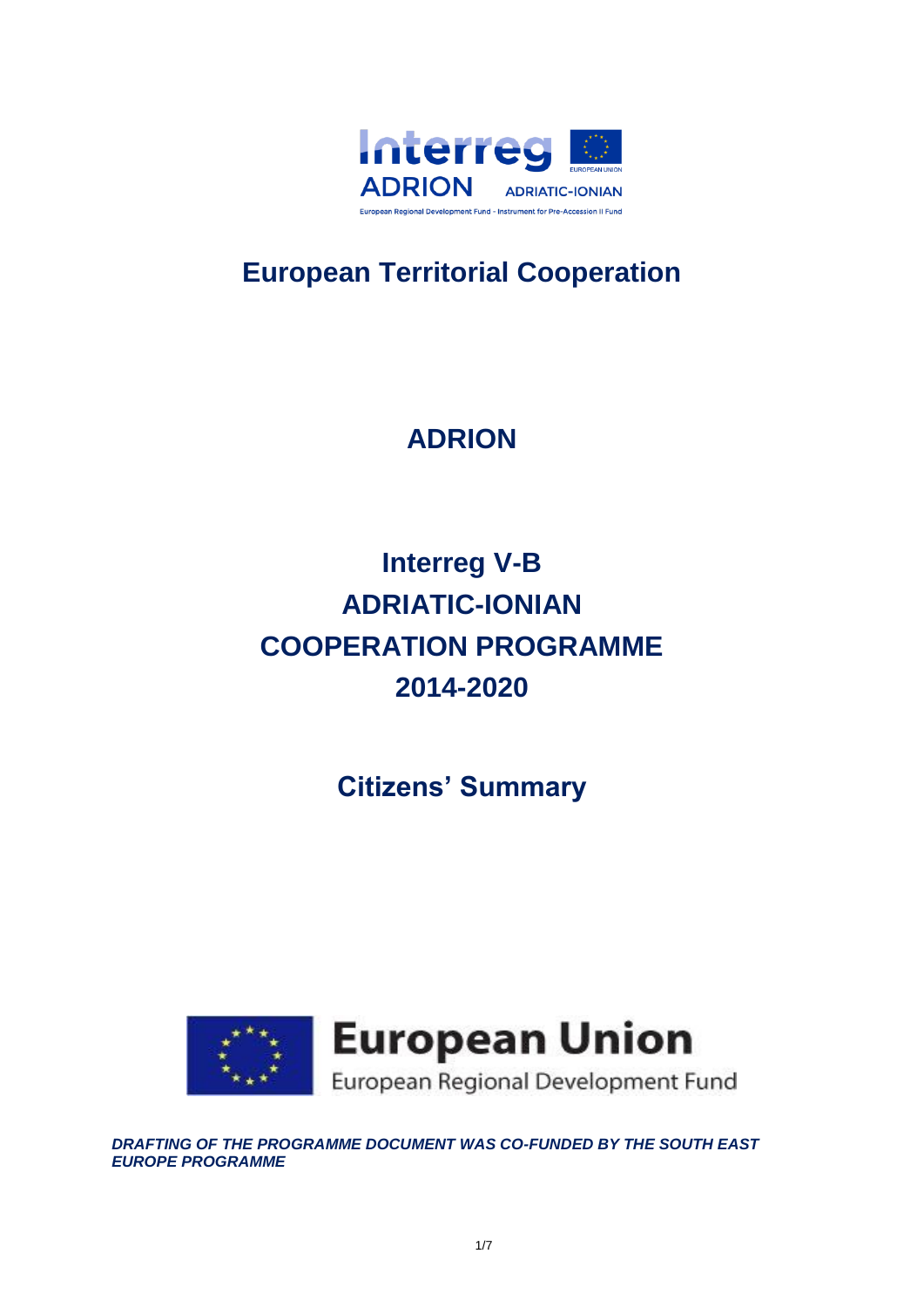# European Territorial Cooperation

# ADRION

# Interreg V-B ADRIATIC-IONIAN COOPERATION PROGRAMME 2014-2020

## Citizens' Summary

***DRAFTING OF THE PROGRAMME DOCUMENT WAS CO-FUNDED BY THE SOUTH EAST EUROPE PROGRAMME***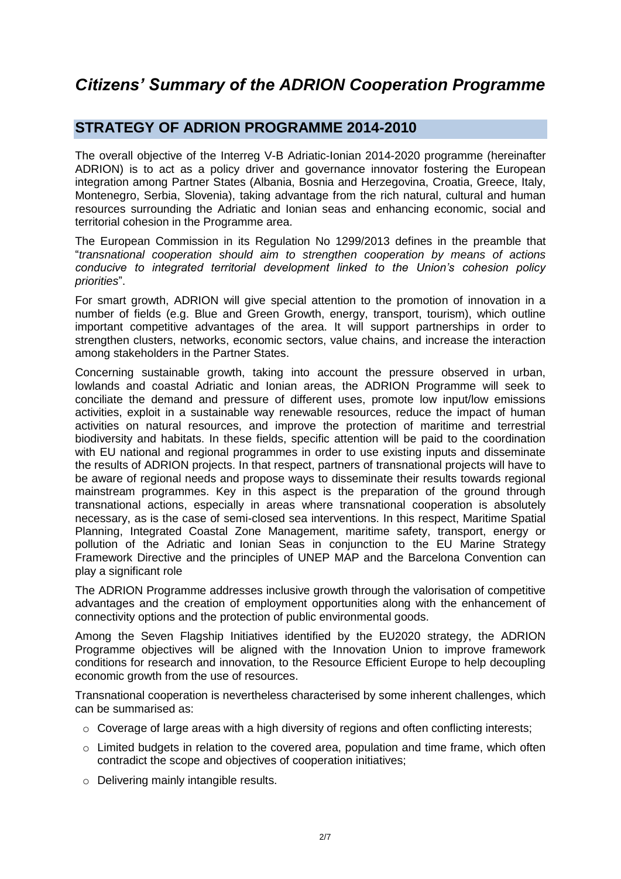# *Citizens' Summary of the ADRION Cooperation Programme*

## STRATEGY OF ADRION PROGRAMME 2014-2010

The overall objective of the Interreg V-B Adriatic-Ionian 2014-2020 programme (hereinafter ADRION) is to act as a policy driver and governance innovator fostering the European integration among Partner States (Albania, Bosnia and Herzegovina, Croatia, Greece, Italy, Montenegro, Serbia, Slovenia), taking advantage from the rich natural, cultural and human resources surrounding the Adriatic and Ionian seas and enhancing economic, social and territorial cohesion in the Programme area.

The European Commission in its Regulation No 1299/2013 defines in the preamble that "*transnational cooperation should aim to strengthen cooperation by means of actions conducive to integrated territorial development linked to the Union's cohesion policy priorities*".

For smart growth, ADRION will give special attention to the promotion of innovation in a number of fields (e.g. Blue and Green Growth, energy, transport, tourism), which outline important competitive advantages of the area. It will support partnerships in order to strengthen clusters, networks, economic sectors, value chains, and increase the interaction among stakeholders in the Partner States.

Concerning sustainable growth, taking into account the pressure observed in urban, lowlands and coastal Adriatic and Ionian areas, the ADRION Programme will seek to conciliate the demand and pressure of different uses, promote low input/low emissions activities, exploit in a sustainable way renewable resources, reduce the impact of human activities on natural resources, and improve the protection of maritime and terrestrial biodiversity and habitats. In these fields, specific attention will be paid to the coordination with EU national and regional programmes in order to use existing inputs and disseminate the results of ADRION projects. In that respect, partners of transnational projects will have to be aware of regional needs and propose ways to disseminate their results towards regional mainstream programmes. Key in this aspect is the preparation of the ground through transnational actions, especially in areas where transnational cooperation is absolutely necessary, as is the case of semi-closed sea interventions. In this respect, Maritime Spatial Planning, Integrated Coastal Zone Management, maritime safety, transport, energy or pollution of the Adriatic and Ionian Seas in conjunction to the EU Marine Strategy Framework Directive and the principles of UNEP MAP and the Barcelona Convention can play a significant role

The ADRION Programme addresses inclusive growth through the valorisation of competitive advantages and the creation of employment opportunities along with the enhancement of connectivity options and the protection of public environmental goods.

Among the Seven Flagship Initiatives identified by the EU2020 strategy, the ADRION Programme objectives will be aligned with the Innovation Union to improve framework conditions for research and innovation, to the Resource Efficient Europe to help decoupling economic growth from the use of resources.

Transnational cooperation is nevertheless characterised by some inherent challenges, which can be summarised as:

- Coverage of large areas with a high diversity of regions and often conflicting interests;
- Limited budgets in relation to the covered area, population and time frame, which often contradict the scope and objectives of cooperation initiatives;
- Delivering mainly intangible results.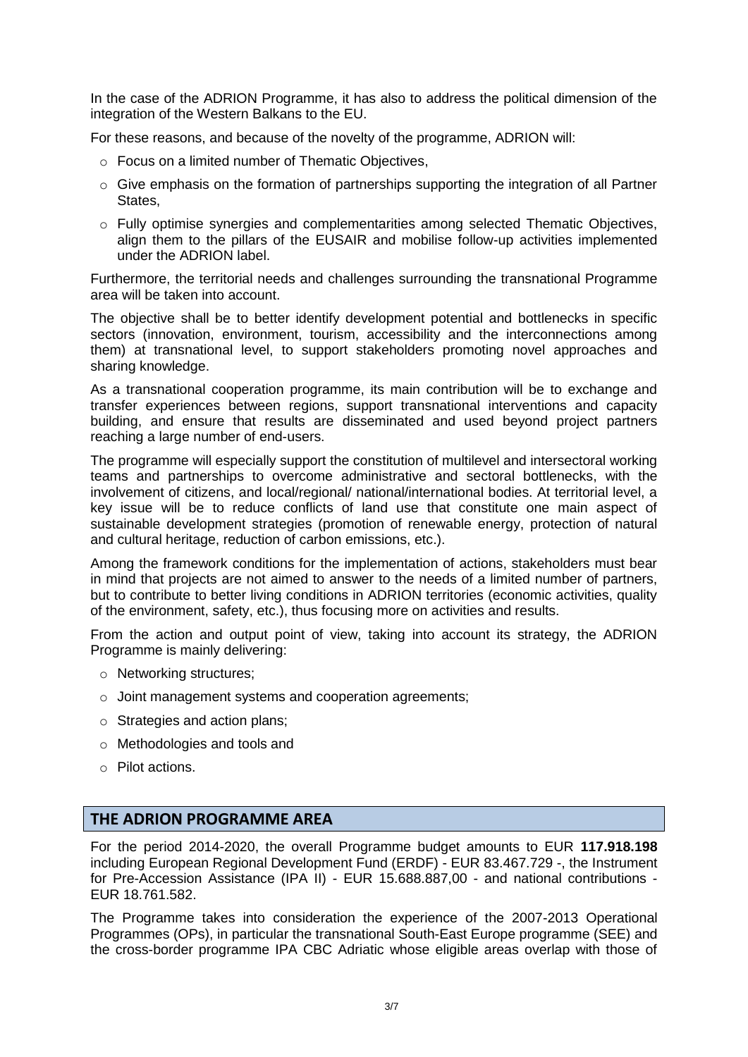In the case of the ADRION Programme, it has also to address the political dimension of the integration of the Western Balkans to the EU.

For these reasons, and because of the novelty of the programme, ADRION will:

- Focus on a limited number of Thematic Objectives,
- Give emphasis on the formation of partnerships supporting the integration of all Partner States,
- Fully optimise synergies and complementarities among selected Thematic Objectives, align them to the pillars of the EUSAIR and mobilise follow-up activities implemented under the ADRION label.

Furthermore, the territorial needs and challenges surrounding the transnational Programme area will be taken into account.

The objective shall be to better identify development potential and bottlenecks in specific sectors (innovation, environment, tourism, accessibility and the interconnections among them) at transnational level, to support stakeholders promoting novel approaches and sharing knowledge.

As a transnational cooperation programme, its main contribution will be to exchange and transfer experiences between regions, support transnational interventions and capacity building, and ensure that results are disseminated and used beyond project partners reaching a large number of end-users.

The programme will especially support the constitution of multilevel and intersectoral working teams and partnerships to overcome administrative and sectoral bottlenecks, with the involvement of citizens, and local/regional/ national/international bodies. At territorial level, a key issue will be to reduce conflicts of land use that constitute one main aspect of sustainable development strategies (promotion of renewable energy, protection of natural and cultural heritage, reduction of carbon emissions, etc.).

Among the framework conditions for the implementation of actions, stakeholders must bear in mind that projects are not aimed to answer to the needs of a limited number of partners, but to contribute to better living conditions in ADRION territories (economic activities, quality of the environment, safety, etc.), thus focusing more on activities and results.

From the action and output point of view, taking into account its strategy, the ADRION Programme is mainly delivering:

- Networking structures;
- Joint management systems and cooperation agreements;
- Strategies and action plans;
- Methodologies and tools and
- Pilot actions.

## THE ADRION PROGRAMME AREA

For the period 2014-2020, the overall Programme budget amounts to EUR **117.918.198** including European Regional Development Fund (ERDF) - EUR 83.467.729 -, the Instrument for Pre-Accession Assistance (IPA II) - EUR 15.688.887,00 - and national contributions - EUR 18.761.582.

The Programme takes into consideration the experience of the 2007-2013 Operational Programmes (OPs), in particular the transnational South-East Europe programme (SEE) and the cross-border programme IPA CBC Adriatic whose eligible areas overlap with those of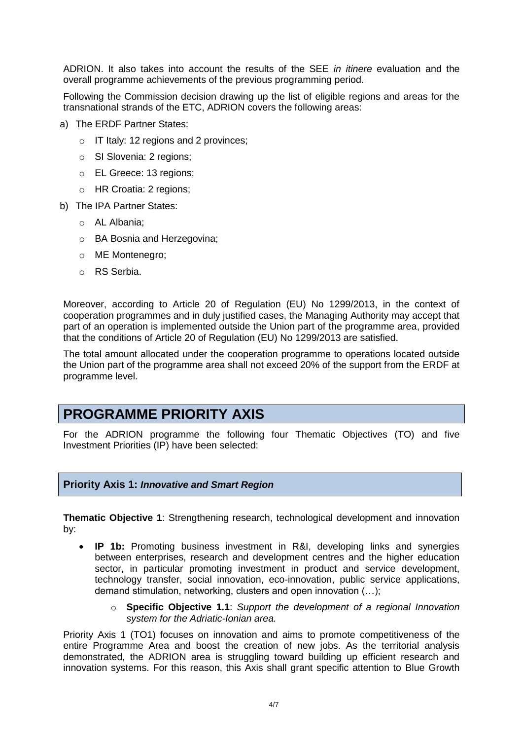ADRION. It also takes into account the results of the SEE *in itinere* evaluation and the overall programme achievements of the previous programming period.

Following the Commission decision drawing up the list of eligible regions and areas for the transnational strands of the ETC, ADRION covers the following areas:

a) The ERDF Partner States:
   - IT Italy: 12 regions and 2 provinces;
   - SI Slovenia: 2 regions;
   - EL Greece: 13 regions;
   - HR Croatia: 2 regions;

b) The IPA Partner States:
   - AL Albania;
   - BA Bosnia and Herzegovina;
   - ME Montenegro;
   - RS Serbia.

Moreover, according to Article 20 of Regulation (EU) No 1299/2013, in the context of cooperation programmes and in duly justified cases, the Managing Authority may accept that part of an operation is implemented outside the Union part of the programme area, provided that the conditions of Article 20 of Regulation (EU) No 1299/2013 are satisfied.

The total amount allocated under the cooperation programme to operations located outside the Union part of the programme area shall not exceed 20% of the support from the ERDF at programme level.

# PROGRAMME PRIORITY AXIS

For the ADRION programme the following four Thematic Objectives (TO) and five Investment Priorities (IP) have been selected:

## Priority Axis 1: *Innovative and Smart Region*

**Thematic Objective 1**: Strengthening research, technological development and innovation by:

- **IP 1b:** Promoting business investment in R&I, developing links and synergies between enterprises, research and development centres and the higher education sector, in particular promoting investment in product and service development, technology transfer, social innovation, eco-innovation, public service applications, demand stimulation, networking, clusters and open innovation (…);
  - **Specific Objective 1.1**: *Support the development of a regional Innovation system for the Adriatic-Ionian area.*

Priority Axis 1 (TO1) focuses on innovation and aims to promote competitiveness of the entire Programme Area and boost the creation of new jobs. As the territorial analysis demonstrated, the ADRION area is struggling toward building up efficient research and innovation systems. For this reason, this Axis shall grant specific attention to Blue Growth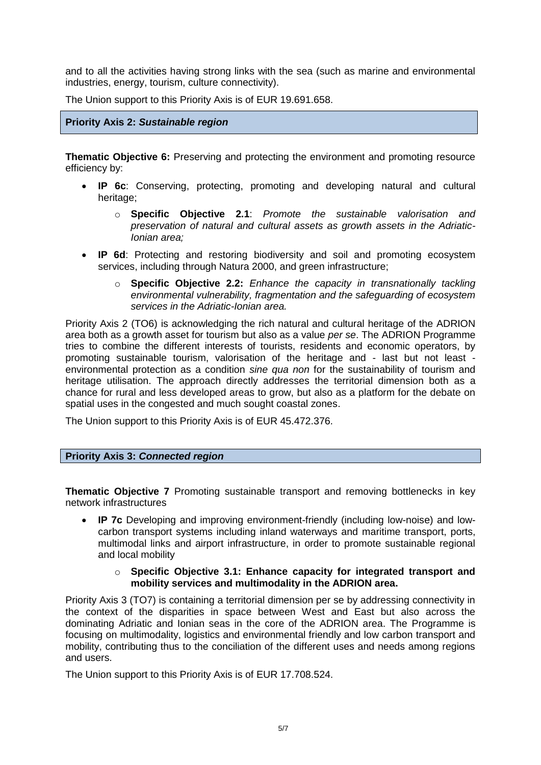and to all the activities having strong links with the sea (such as marine and environmental industries, energy, tourism, culture connectivity).

The Union support to this Priority Axis is of EUR 19.691.658.

### Priority Axis 2: *Sustainable region*

**Thematic Objective 6:** Preserving and protecting the environment and promoting resource efficiency by:

- **IP 6c**: Conserving, protecting, promoting and developing natural and cultural heritage;
  - **Specific Objective 2.1**: *Promote the sustainable valorisation and preservation of natural and cultural assets as growth assets in the Adriatic-Ionian area;*
- **IP 6d**: Protecting and restoring biodiversity and soil and promoting ecosystem services, including through Natura 2000, and green infrastructure;
  - **Specific Objective 2.2:** *Enhance the capacity in transnationally tackling environmental vulnerability, fragmentation and the safeguarding of ecosystem services in the Adriatic-Ionian area.*

Priority Axis 2 (TO6) is acknowledging the rich natural and cultural heritage of the ADRION area both as a growth asset for tourism but also as a value *per se*. The ADRION Programme tries to combine the different interests of tourists, residents and economic operators, by promoting sustainable tourism, valorisation of the heritage and - last but not least - environmental protection as a condition *sine qua non* for the sustainability of tourism and heritage utilisation. The approach directly addresses the territorial dimension both as a chance for rural and less developed areas to grow, but also as a platform for the debate on spatial uses in the congested and much sought coastal zones.

The Union support to this Priority Axis is of EUR 45.472.376.

### Priority Axis 3: *Connected region*

**Thematic Objective 7** Promoting sustainable transport and removing bottlenecks in key network infrastructures

- **IP 7c** Developing and improving environment-friendly (including low-noise) and low-carbon transport systems including inland waterways and maritime transport, ports, multimodal links and airport infrastructure, in order to promote sustainable regional and local mobility
  - **Specific Objective 3.1: Enhance capacity for integrated transport and mobility services and multimodality in the ADRION area.**

Priority Axis 3 (TO7) is containing a territorial dimension per se by addressing connectivity in the context of the disparities in space between West and East but also across the dominating Adriatic and Ionian seas in the core of the ADRION area. The Programme is focusing on multimodality, logistics and environmental friendly and low carbon transport and mobility, contributing thus to the conciliation of the different uses and needs among regions and users.

The Union support to this Priority Axis is of EUR 17.708.524.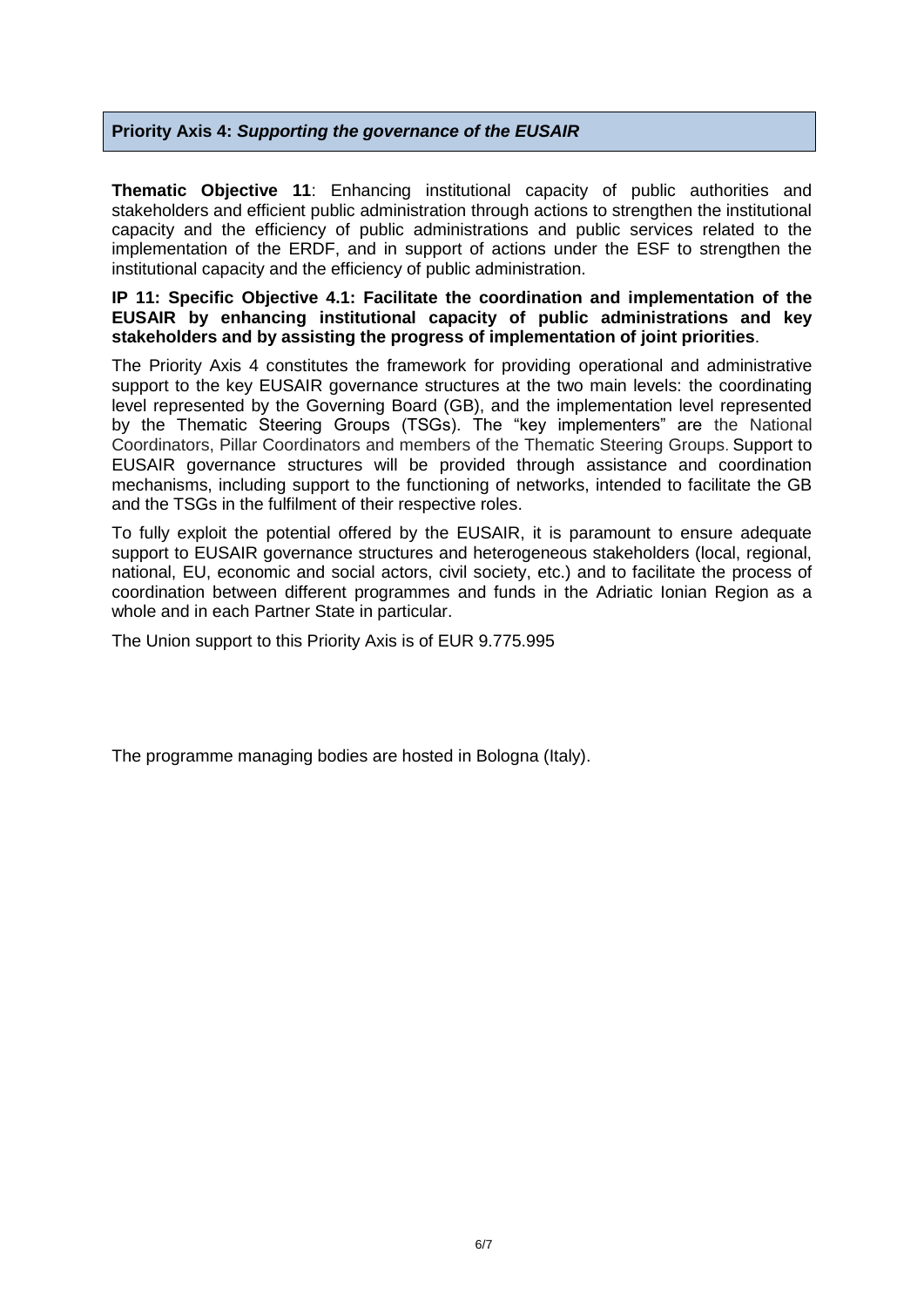## **Priority Axis 4:** ***Supporting the governance of the EUSAIR***

**Thematic Objective 11**: Enhancing institutional capacity of public authorities and stakeholders and efficient public administration through actions to strengthen the institutional capacity and the efficiency of public administrations and public services related to the implementation of the ERDF, and in support of actions under the ESF to strengthen the institutional capacity and the efficiency of public administration.

**IP 11: Specific Objective 4.1: Facilitate the coordination and implementation of the EUSAIR by enhancing institutional capacity of public administrations and key stakeholders and by assisting the progress of implementation of joint priorities**.

The Priority Axis 4 constitutes the framework for providing operational and administrative support to the key EUSAIR governance structures at the two main levels: the coordinating level represented by the Governing Board (GB), and the implementation level represented by the Thematic Steering Groups (TSGs). The "key implementers" are the National Coordinators, Pillar Coordinators and members of the Thematic Steering Groups. Support to EUSAIR governance structures will be provided through assistance and coordination mechanisms, including support to the functioning of networks, intended to facilitate the GB and the TSGs in the fulfilment of their respective roles.

To fully exploit the potential offered by the EUSAIR, it is paramount to ensure adequate support to EUSAIR governance structures and heterogeneous stakeholders (local, regional, national, EU, economic and social actors, civil society, etc.) and to facilitate the process of coordination between different programmes and funds in the Adriatic Ionian Region as a whole and in each Partner State in particular.

The Union support to this Priority Axis is of EUR 9.775.995

The programme managing bodies are hosted in Bologna (Italy).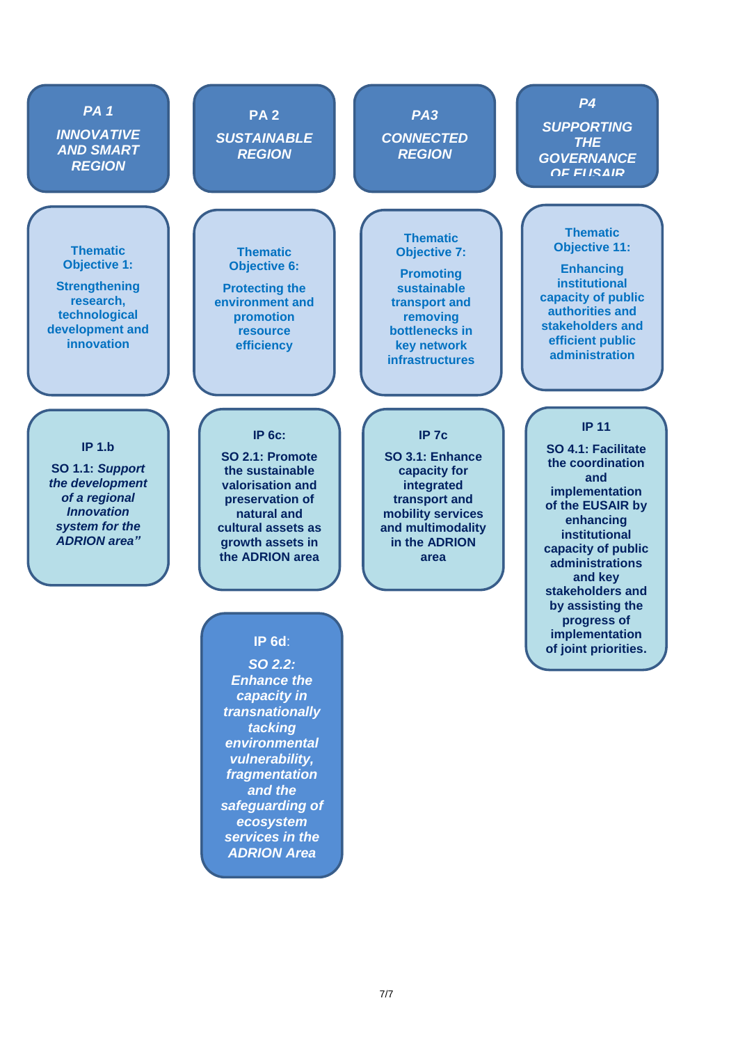**PA 1**

***INNOVATIVE AND SMART REGION***

**Thematic Objective 1:**

**Strengthening research, technological development and innovation**

**IP 1.b**

**SO 1.1:** ***Support the development of a regional Innovation system for the ADRION area"***

**PA 2**

***SUSTAINABLE REGION***

**Thematic Objective 6:**

**Protecting the environment and promotion resource efficiency**

**IP 6c:**

**SO 2.1: Promote the sustainable valorisation and preservation of natural and cultural assets as growth assets in the ADRION area**

**IP 6d**:

***SO 2.2: Enhance the capacity in transnationally tacking environmental vulnerability, fragmentation and the safeguarding of ecosystem services in the ADRION Area***

**PA3**

***CONNECTED REGION***

**Thematic Objective 7:**

**Promoting sustainable transport and removing bottlenecks in key network infrastructures**

**IP 7c**

**SO 3.1: Enhance capacity for integrated transport and mobility services and multimodality in the ADRION area**

**P4**

***SUPPORTING THE GOVERNANCE OF EUSAIR***

**Thematic Objective 11:**

**Enhancing institutional capacity of public authorities and stakeholders and efficient public administration**

**IP 11**

**SO 4.1: Facilitate the coordination and implementation of the EUSAIR by enhancing institutional capacity of public administrations and key stakeholders and by assisting the progress of implementation of joint priorities.**